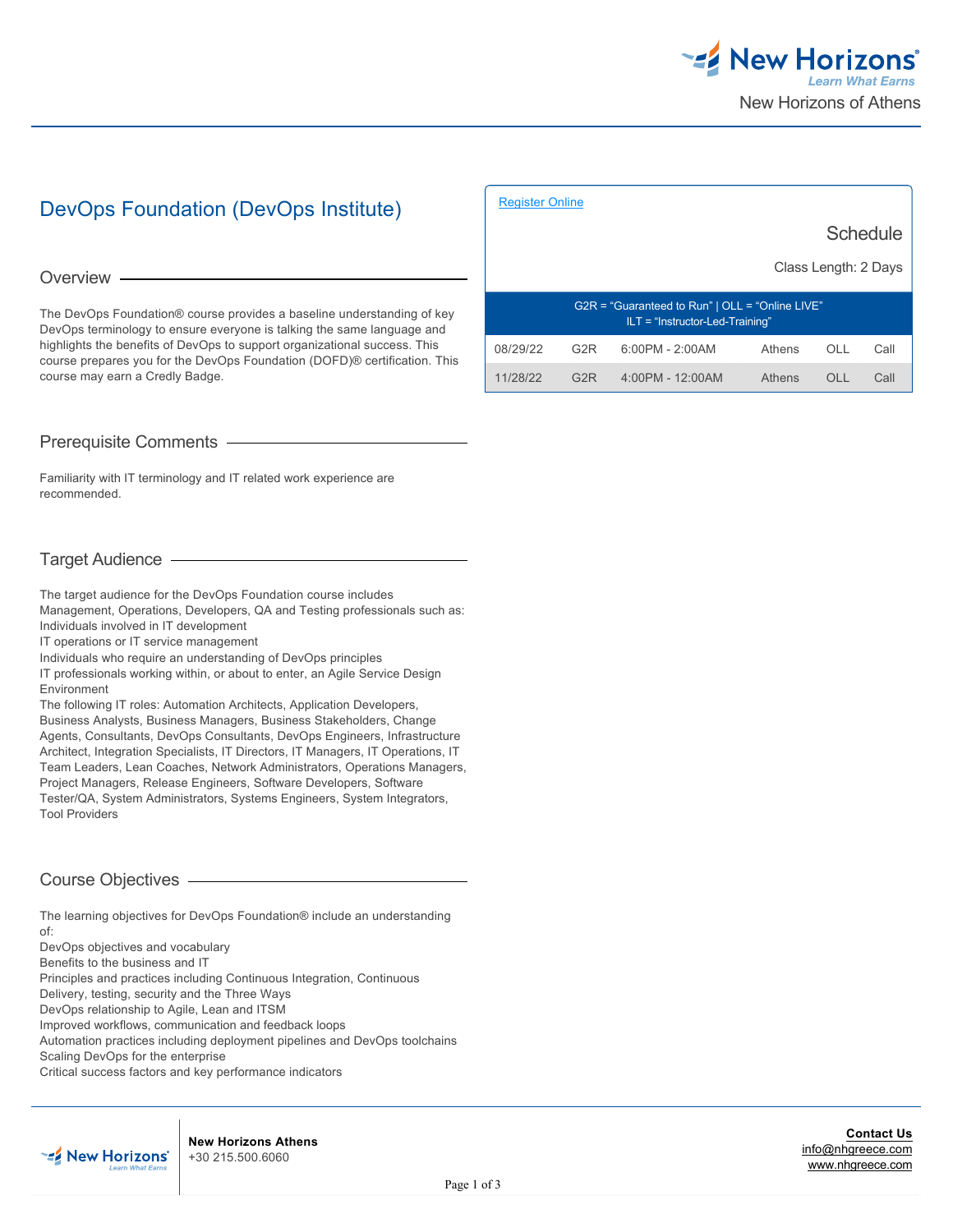# DevOps Foundation (DevOps Institute)

[Register Online](#)

## Schedule

Class Length: 2 Days

G2R = "Guaranteed to Run" | OLL = "Online LIVE"
ILT = "Instructor-Led-Training"

| Date | Status | Time | Location | Format | Price |
|---|---|---|---|---|---|
| 08/29/22 | G2R | 6:00PM - 2:00AM | Athens | OLL | Call |
| 11/28/22 | G2R | 4:00PM - 12:00AM | Athens | OLL | Call |

## Overview

The DevOps Foundation® course provides a baseline understanding of key DevOps terminology to ensure everyone is talking the same language and highlights the benefits of DevOps to support organizational success. This course prepares you for the DevOps Foundation (DOFD)® certification. This course may earn a Credly Badge.

## Prerequisite Comments

Familiarity with IT terminology and IT related work experience are recommended.

## Target Audience

The target audience for the DevOps Foundation course includes Management, Operations, Developers, QA and Testing professionals such as:
Individuals involved in IT development
IT operations or IT service management
Individuals who require an understanding of DevOps principles
IT professionals working within, or about to enter, an Agile Service Design Environment
The following IT roles: Automation Architects, Application Developers, Business Analysts, Business Managers, Business Stakeholders, Change Agents, Consultants, DevOps Consultants, DevOps Engineers, Infrastructure Architect, Integration Specialists, IT Directors, IT Managers, IT Operations, IT Team Leaders, Lean Coaches, Network Administrators, Operations Managers, Project Managers, Release Engineers, Software Developers, Software Tester/QA, System Administrators, Systems Engineers, System Integrators, Tool Providers

## Course Objectives

The learning objectives for DevOps Foundation® include an understanding of:
DevOps objectives and vocabulary
Benefits to the business and IT
Principles and practices including Continuous Integration, Continuous Delivery, testing, security and the Three Ways
DevOps relationship to Agile, Lean and ITSM
Improved workflows, communication and feedback loops
Automation practices including deployment pipelines and DevOps toolchains
Scaling DevOps for the enterprise
Critical success factors and key performance indicators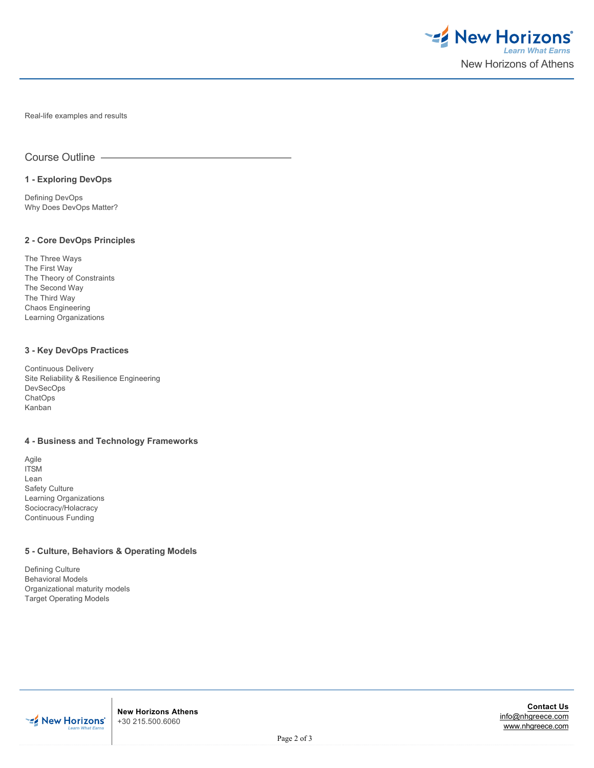Real-life examples and results

## Course Outline

### 1 - Exploring DevOps

Defining DevOps
Why Does DevOps Matter?

### 2 - Core DevOps Principles

The Three Ways
The First Way
The Theory of Constraints
The Second Way
The Third Way
Chaos Engineering
Learning Organizations

### 3 - Key DevOps Practices

Continuous Delivery
Site Reliability & Resilience Engineering
DevSecOps
ChatOps
Kanban

### 4 - Business and Technology Frameworks

Agile
ITSM
Lean
Safety Culture
Learning Organizations
Sociocracy/Holacracy
Continuous Funding

### 5 - Culture, Behaviors & Operating Models

Defining Culture
Behavioral Models
Organizational maturity models
Target Operating Models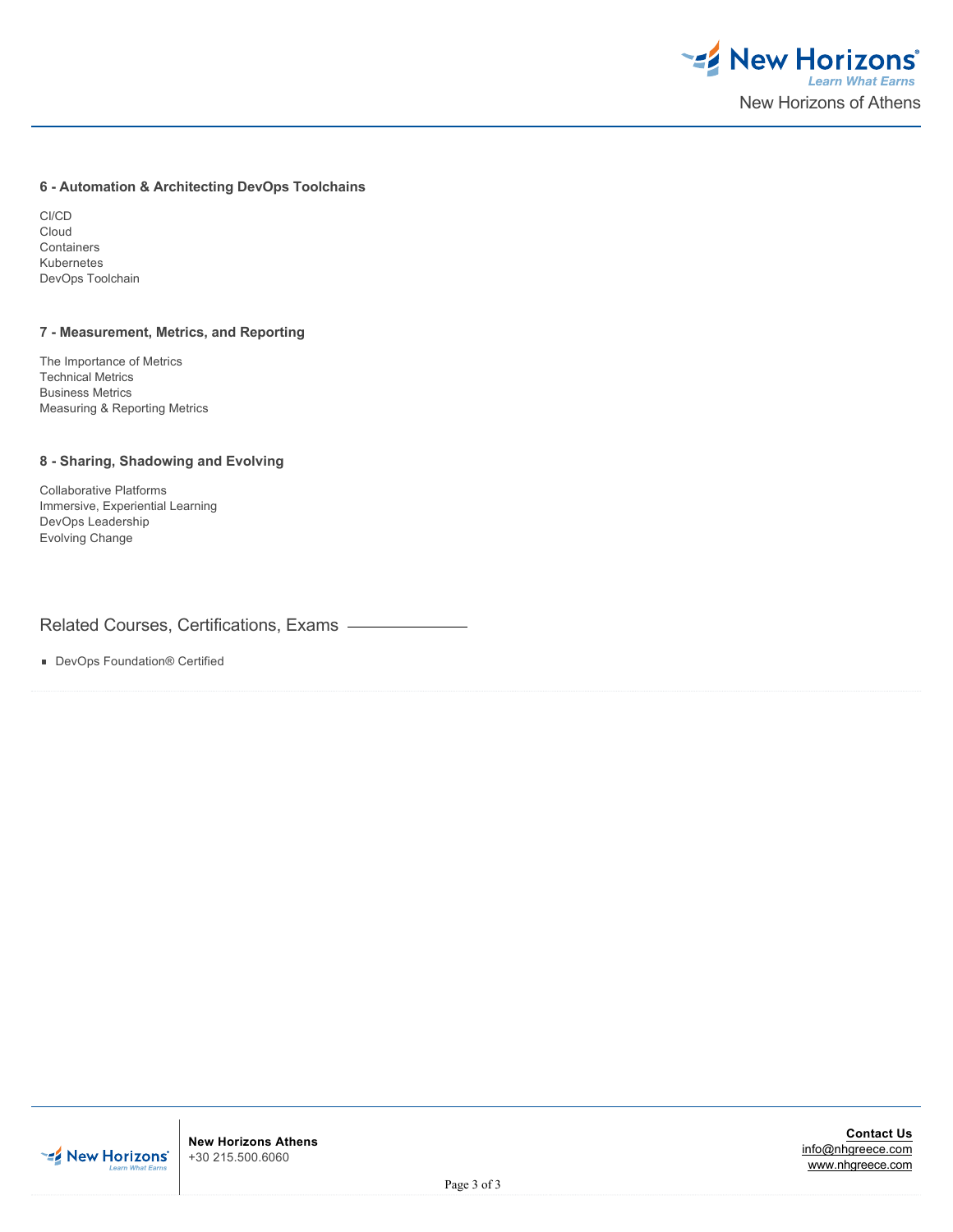### 6 - Automation & Architecting DevOps Toolchains

CI/CD
Cloud
Containers
Kubernetes
DevOps Toolchain

### 7 - Measurement, Metrics, and Reporting

The Importance of Metrics
Technical Metrics
Business Metrics
Measuring & Reporting Metrics

### 8 - Sharing, Shadowing and Evolving

Collaborative Platforms
Immersive, Experiential Learning
DevOps Leadership
Evolving Change

## Related Courses, Certifications, Exams

- DevOps Foundation® Certified

**New Horizons Athens**
+30 215.500.6060

**Contact Us**
info@nhgreece.com
www.nhgreece.com